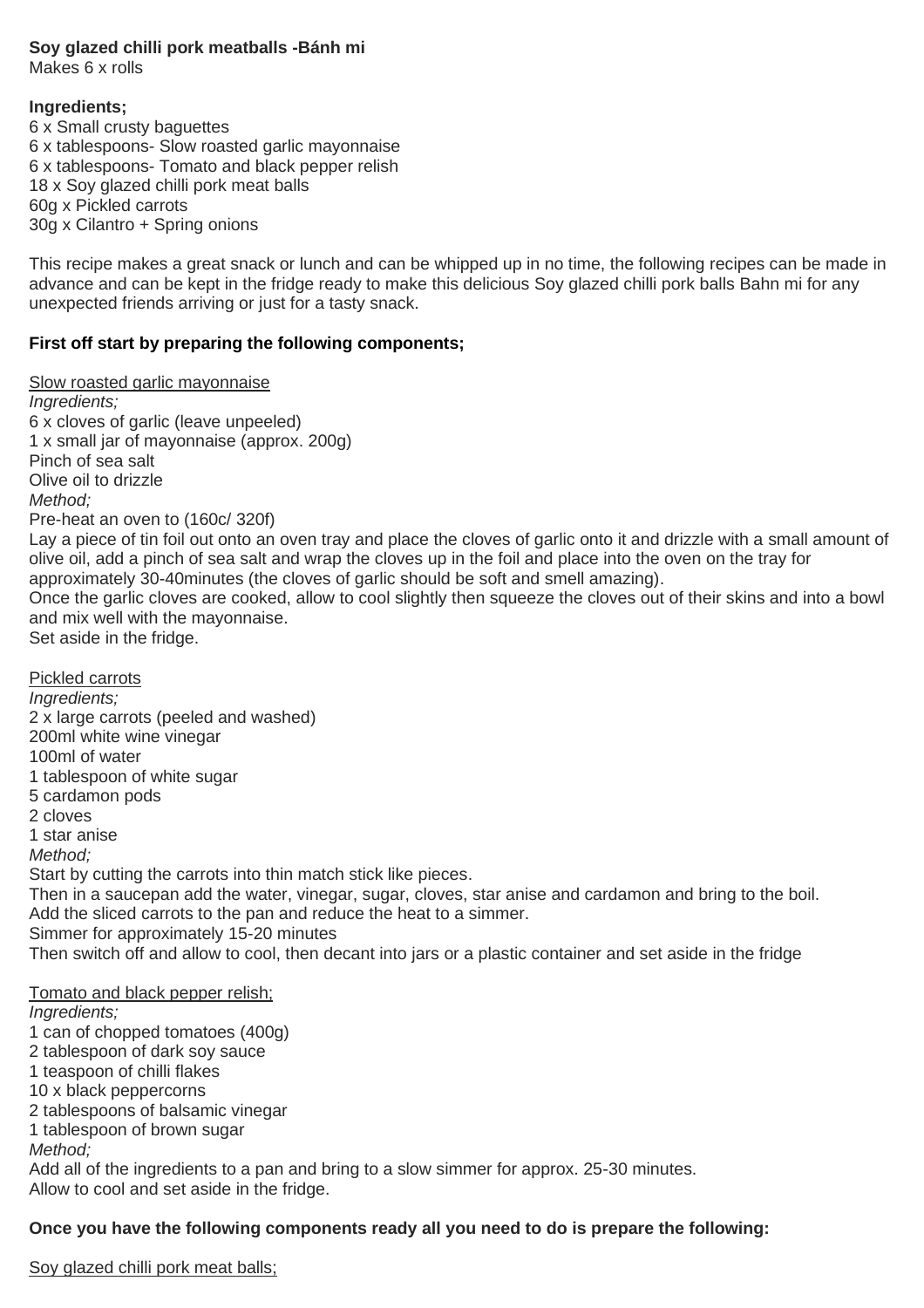**Soy glazed chilli pork meatballs -Bánh mi**
Makes 6 x rolls

**Ingredients;**
6 x Small crusty baguettes
6 x tablespoons- Slow roasted garlic mayonnaise
6 x tablespoons- Tomato and black pepper relish
18 x Soy glazed chilli pork meat balls
60g x Pickled carrots
30g x Cilantro + Spring onions

This recipe makes a great snack or lunch and can be whipped up in no time, the following recipes can be made in advance and can be kept in the fridge ready to make this delicious Soy glazed chilli pork balls Bahn mi for any unexpected friends arriving or just for a tasty snack.

**First off start by preparing the following components;**

<u>Slow roasted garlic mayonnaise</u>
*Ingredients;*
6 x cloves of garlic (leave unpeeled)
1 x small jar of mayonnaise (approx. 200g)
Pinch of sea salt
Olive oil to drizzle
*Method;*
Pre-heat an oven to (160c/ 320f)
Lay a piece of tin foil out onto an oven tray and place the cloves of garlic onto it and drizzle with a small amount of olive oil, add a pinch of sea salt and wrap the cloves up in the foil and place into the oven on the tray for approximately 30-40minutes (the cloves of garlic should be soft and smell amazing).
Once the garlic cloves are cooked, allow to cool slightly then squeeze the cloves out of their skins and into a bowl and mix well with the mayonnaise.
Set aside in the fridge.

<u>Pickled carrots</u>
*Ingredients;*
2 x large carrots (peeled and washed)
200ml white wine vinegar
100ml of water
1 tablespoon of white sugar
5 cardamon pods
2 cloves
1 star anise
*Method;*
Start by cutting the carrots into thin match stick like pieces.
Then in a saucepan add the water, vinegar, sugar, cloves, star anise and cardamon and bring to the boil.
Add the sliced carrots to the pan and reduce the heat to a simmer.
Simmer for approximately 15-20 minutes
Then switch off and allow to cool, then decant into jars or a plastic container and set aside in the fridge

<u>Tomato and black pepper relish;</u>
*Ingredients;*
1 can of chopped tomatoes (400g)
2 tablespoon of dark soy sauce
1 teaspoon of chilli flakes
10 x black peppercorns
2 tablespoons of balsamic vinegar
1 tablespoon of brown sugar
*Method;*
Add all of the ingredients to a pan and bring to a slow simmer for approx. 25-30 minutes.
Allow to cool and set aside in the fridge.

**Once you have the following components ready all you need to do is prepare the following:**

<u>Soy glazed chilli pork meat balls;</u>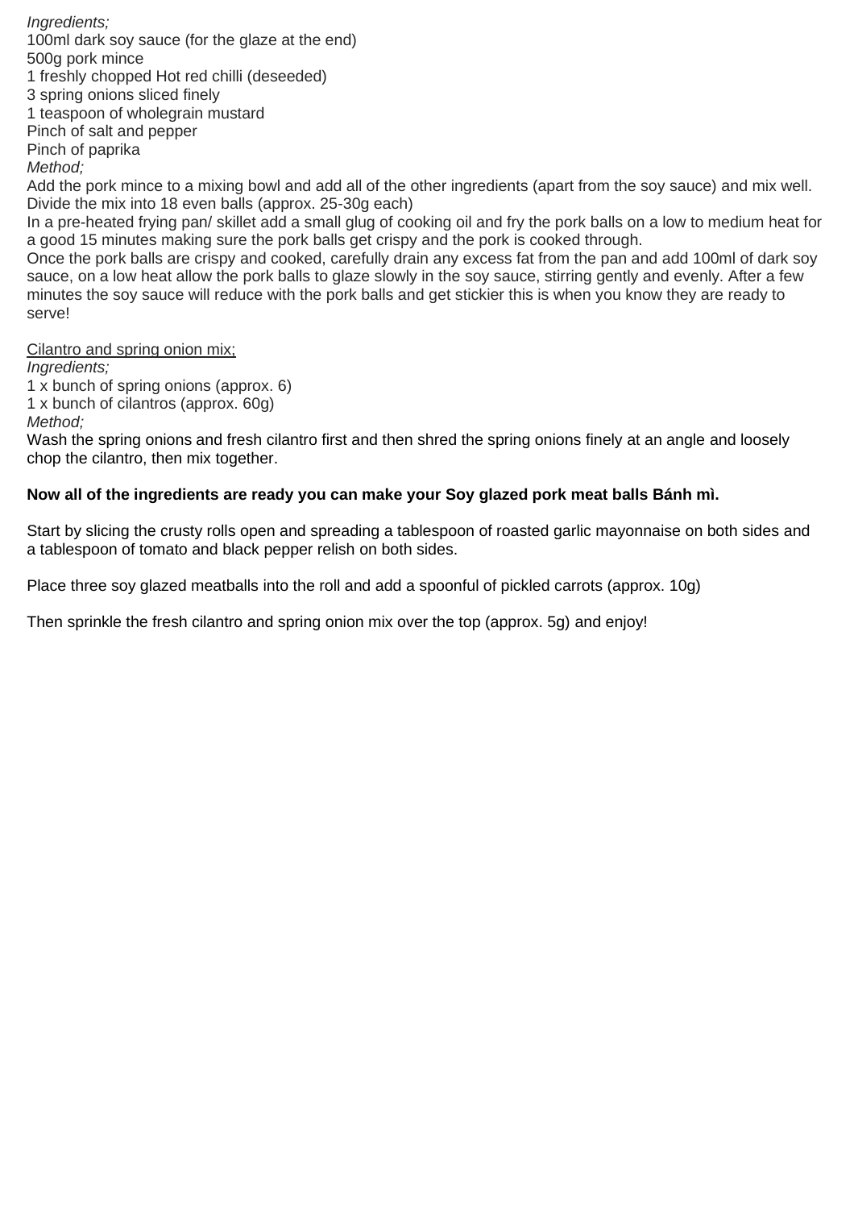*Ingredients;*
100ml dark soy sauce (for the glaze at the end)
500g pork mince
1 freshly chopped Hot red chilli (deseeded)
3 spring onions sliced finely
1 teaspoon of wholegrain mustard
Pinch of salt and pepper
Pinch of paprika
*Method;*
Add the pork mince to a mixing bowl and add all of the other ingredients (apart from the soy sauce) and mix well. Divide the mix into 18 even balls (approx. 25-30g each)
In a pre-heated frying pan/ skillet add a small glug of cooking oil and fry the pork balls on a low to medium heat for a good 15 minutes making sure the pork balls get crispy and the pork is cooked through.
Once the pork balls are crispy and cooked, carefully drain any excess fat from the pan and add 100ml of dark soy sauce, on a low heat allow the pork balls to glaze slowly in the soy sauce, stirring gently and evenly. After a few minutes the soy sauce will reduce with the pork balls and get stickier this is when you know they are ready to serve!

<u>Cilantro and spring onion mix;</u>
*Ingredients;*
1 x bunch of spring onions (approx. 6)
1 x bunch of cilantros (approx. 60g)
*Method;*
Wash the spring onions and fresh cilantro first and then shred the spring onions finely at an angle and loosely chop the cilantro, then mix together.

**Now all of the ingredients are ready you can make your Soy glazed pork meat balls Bánh mì.**

Start by slicing the crusty rolls open and spreading a tablespoon of roasted garlic mayonnaise on both sides and a tablespoon of tomato and black pepper relish on both sides.

Place three soy glazed meatballs into the roll and add a spoonful of pickled carrots (approx. 10g)

Then sprinkle the fresh cilantro and spring onion mix over the top (approx. 5g) and enjoy!